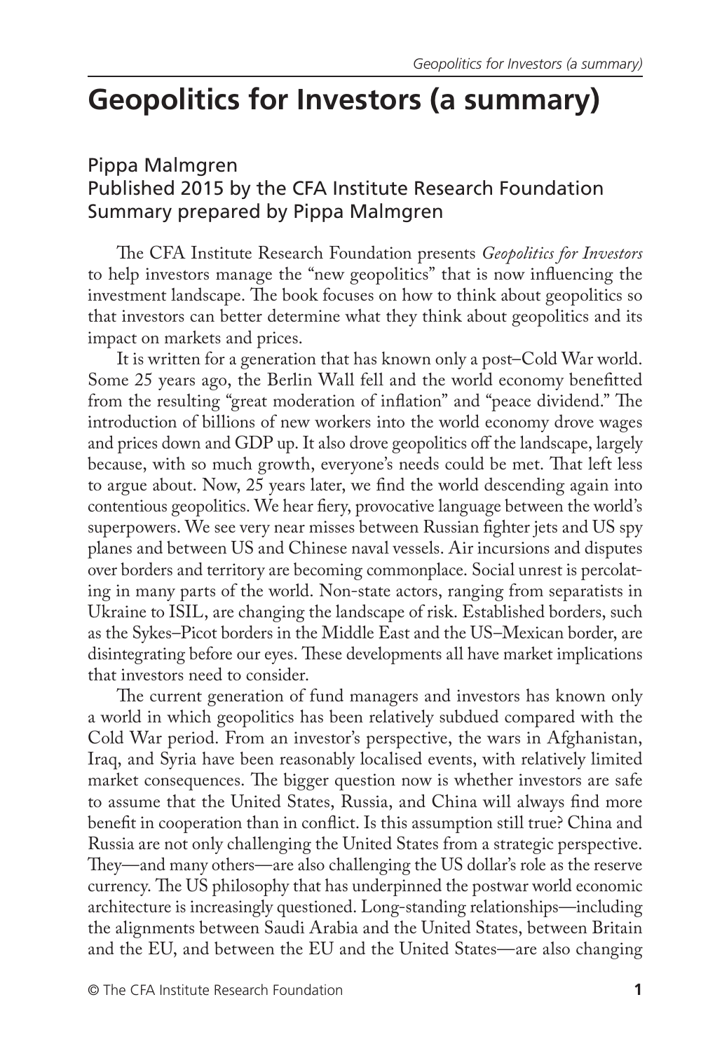# Geopolitics for Investors (a summary)

Pippa Malmgren
Published 2015 by the CFA Institute Research Foundation
Summary prepared by Pippa Malmgren

The CFA Institute Research Foundation presents *Geopolitics for Investors* to help investors manage the "new geopolitics" that is now influencing the investment landscape. The book focuses on how to think about geopolitics so that investors can better determine what they think about geopolitics and its impact on markets and prices.

It is written for a generation that has known only a post–Cold War world. Some 25 years ago, the Berlin Wall fell and the world economy benefitted from the resulting "great moderation of inflation" and "peace dividend." The introduction of billions of new workers into the world economy drove wages and prices down and GDP up. It also drove geopolitics off the landscape, largely because, with so much growth, everyone's needs could be met. That left less to argue about. Now, 25 years later, we find the world descending again into contentious geopolitics. We hear fiery, provocative language between the world's superpowers. We see very near misses between Russian fighter jets and US spy planes and between US and Chinese naval vessels. Air incursions and disputes over borders and territory are becoming commonplace. Social unrest is percolating in many parts of the world. Non-state actors, ranging from separatists in Ukraine to ISIL, are changing the landscape of risk. Established borders, such as the Sykes–Picot borders in the Middle East and the US–Mexican border, are disintegrating before our eyes. These developments all have market implications that investors need to consider.

The current generation of fund managers and investors has known only a world in which geopolitics has been relatively subdued compared with the Cold War period. From an investor's perspective, the wars in Afghanistan, Iraq, and Syria have been reasonably localised events, with relatively limited market consequences. The bigger question now is whether investors are safe to assume that the United States, Russia, and China will always find more benefit in cooperation than in conflict. Is this assumption still true? China and Russia are not only challenging the United States from a strategic perspective. They—and many others—are also challenging the US dollar's role as the reserve currency. The US philosophy that has underpinned the postwar world economic architecture is increasingly questioned. Long-standing relationships—including the alignments between Saudi Arabia and the United States, between Britain and the EU, and between the EU and the United States—are also changing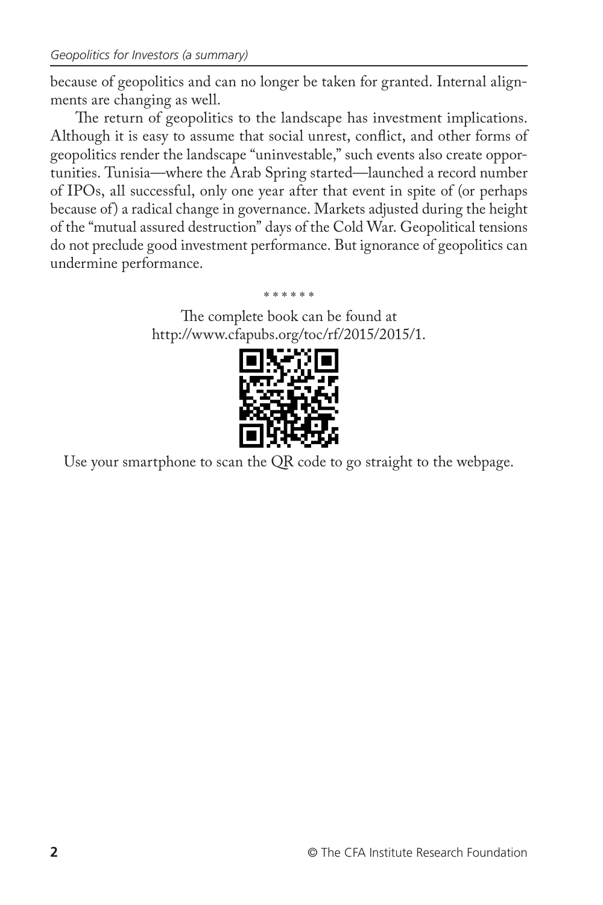because of geopolitics and can no longer be taken for granted. Internal alignments are changing as well.

The return of geopolitics to the landscape has investment implications. Although it is easy to assume that social unrest, conflict, and other forms of geopolitics render the landscape "uninvestable," such events also create opportunities. Tunisia—where the Arab Spring started—launched a record number of IPOs, all successful, only one year after that event in spite of (or perhaps because of) a radical change in governance. Markets adjusted during the height of the "mutual assured destruction" days of the Cold War. Geopolitical tensions do not preclude good investment performance. But ignorance of geopolitics can undermine performance.

\* \* \* \* \* \*

The complete book can be found at http://www.cfapubs.org/toc/rf/2015/2015/1.

Use your smartphone to scan the QR code to go straight to the webpage.